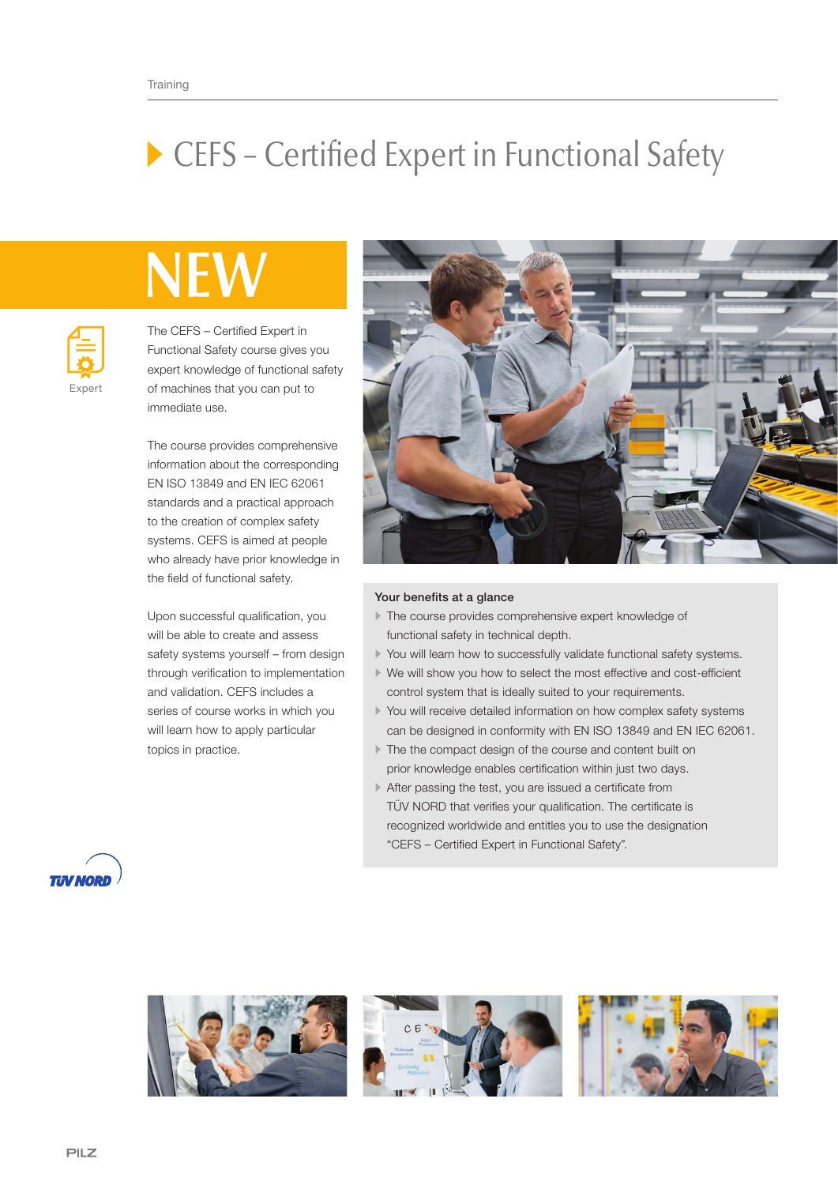# CEFS – Certified Expert in Functional Safety

NEW

Expert

The CEFS – Certified Expert in Functional Safety course gives you expert knowledge of functional safety of machines that you can put to immediate use.

The course provides comprehensive information about the corresponding EN ISO 13849 and EN IEC 62061 standards and a practical approach to the creation of complex safety systems. CEFS is aimed at people who already have prior knowledge in the field of functional safety.

Upon successful qualification, you will be able to create and assess safety systems yourself – from design through verification to implementation and validation. CEFS includes a series of course works in which you will learn how to apply particular topics in practice.

### Your benefits at a glance

- The course provides comprehensive expert knowledge of functional safety in technical depth.
- You will learn how to successfully validate functional safety systems.
- We will show you how to select the most effective and cost-efficient control system that is ideally suited to your requirements.
- You will receive detailed information on how complex safety systems can be designed in conformity with EN ISO 13849 and EN IEC 62061.
- The the compact design of the course and content built on prior knowledge enables certification within just two days.
- After passing the test, you are issued a certificate from TÜV NORD that verifies your qualification. The certificate is recognized worldwide and entitles you to use the designation "CEFS – Certified Expert in Functional Safety".

TÜV NORD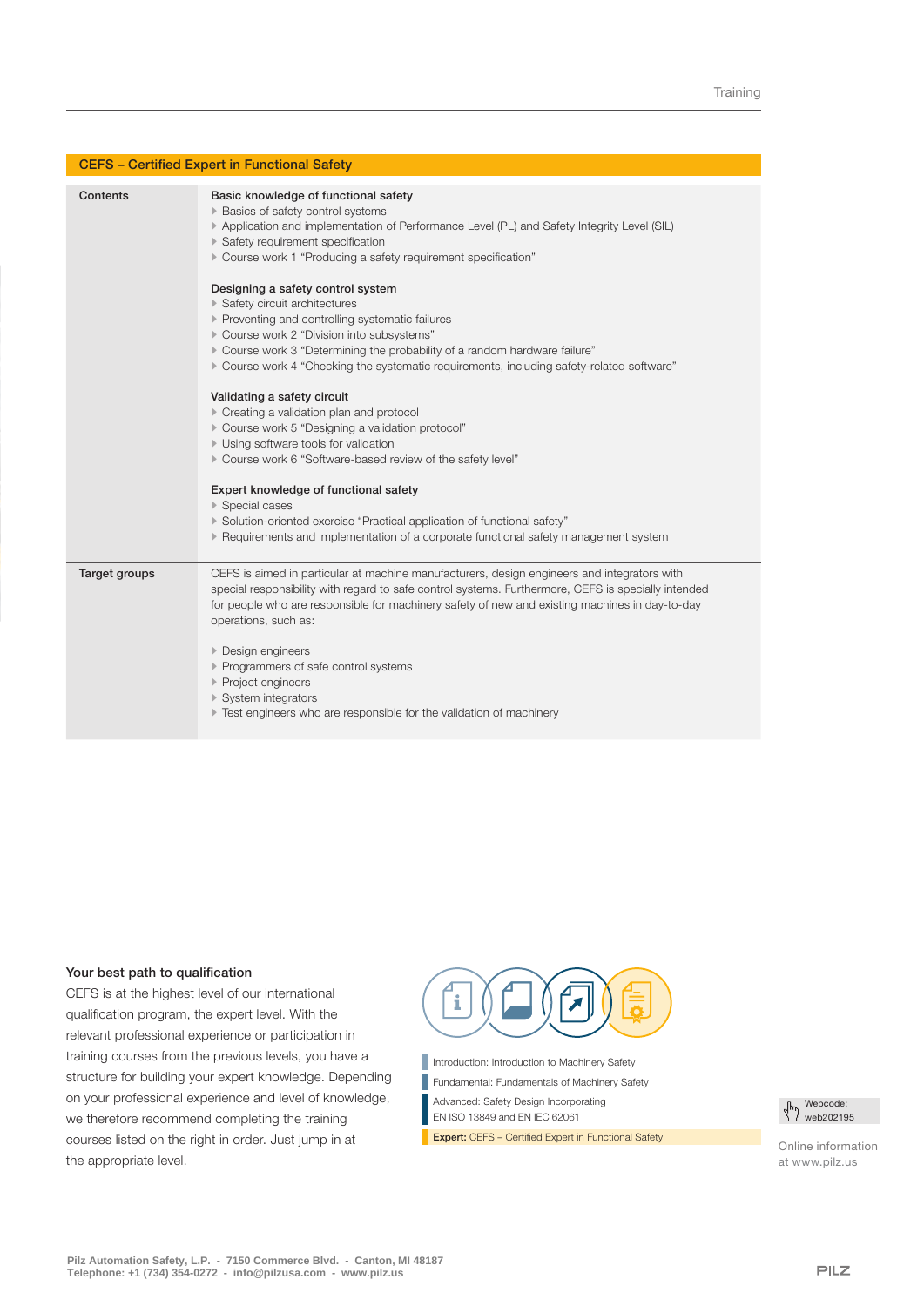## CEFS – Certified Expert in Functional Safety

| | |
|---|---|
| **Contents** | **Basic knowledge of functional safety**<br>▸ Basics of safety control systems<br>▸ Application and implementation of Performance Level (PL) and Safety Integrity Level (SIL)<br>▸ Safety requirement specification<br>▸ Course work 1 "Producing a safety requirement specification"<br><br>**Designing a safety control system**<br>▸ Safety circuit architectures<br>▸ Preventing and controlling systematic failures<br>▸ Course work 2 "Division into subsystems"<br>▸ Course work 3 "Determining the probability of a random hardware failure"<br>▸ Course work 4 "Checking the systematic requirements, including safety-related software"<br><br>**Validating a safety circuit**<br>▸ Creating a validation plan and protocol<br>▸ Course work 5 "Designing a validation protocol"<br>▸ Using software tools for validation<br>▸ Course work 6 "Software-based review of the safety level"<br><br>**Expert knowledge of functional safety**<br>▸ Special cases<br>▸ Solution-oriented exercise "Practical application of functional safety"<br>▸ Requirements and implementation of a corporate functional safety management system |
| **Target groups** | CEFS is aimed in particular at machine manufacturers, design engineers and integrators with special responsibility with regard to safe control systems. Furthermore, CEFS is specially intended for people who are responsible for machinery safety of new and existing machines in day-to-day operations, such as:<br><br>▸ Design engineers<br>▸ Programmers of safe control systems<br>▸ Project engineers<br>▸ System integrators<br>▸ Test engineers who are responsible for the validation of machinery |

### Your best path to qualification

CEFS is at the highest level of our international qualification program, the expert level. With the relevant professional experience or participation in training courses from the previous levels, you have a structure for building your expert knowledge. Depending on your professional experience and level of knowledge, we therefore recommend completing the training courses listed on the right in order. Just jump in at the appropriate level.

- Introduction: Introduction to Machinery Safety
- Fundamental: Fundamentals of Machinery Safety
- Advanced: Safety Design Incorporating EN ISO 13849 and EN IEC 62061
- **Expert:** CEFS – Certified Expert in Functional Safety

Webcode: web202195

Online information at www.pilz.us

Pilz Automation Safety, L.P. - 7150 Commerce Blvd. - Canton, MI 48187
Telephone: +1 (734) 354-0272 - info@pilzusa.com - www.pilz.us